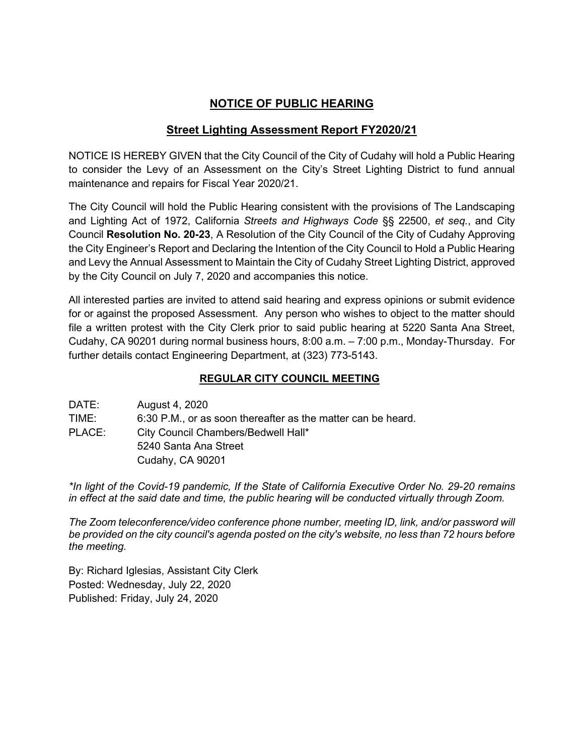## NOTICE OF PUBLIC HEARING

## Street Lighting Assessment Report FY2020/21

NOTICE IS HEREBY GIVEN that the City Council of the City of Cudahy will hold a Public Hearing to consider the Levy of an Assessment on the City's Street Lighting District to fund annual maintenance and repairs for Fiscal Year 2020/21.

The City Council will hold the Public Hearing consistent with the provisions of The Landscaping and Lighting Act of 1972, California *Streets and Highways Code* §§ 22500, *et seq.*, and City Council **Resolution No. 20-23**, A Resolution of the City Council of the City of Cudahy Approving the City Engineer's Report and Declaring the Intention of the City Council to Hold a Public Hearing and Levy the Annual Assessment to Maintain the City of Cudahy Street Lighting District, approved by the City Council on July 7, 2020 and accompanies this notice.

All interested parties are invited to attend said hearing and express opinions or submit evidence for or against the proposed Assessment. Any person who wishes to object to the matter should file a written protest with the City Clerk prior to said public hearing at 5220 Santa Ana Street, Cudahy, CA 90201 during normal business hours, 8:00 a.m. – 7:00 p.m., Monday-Thursday. For further details contact Engineering Department, at (323) 773-5143.

### REGULAR CITY COUNCIL MEETING

DATE: August 4, 2020
TIME: 6:30 P.M., or as soon thereafter as the matter can be heard.
PLACE: City Council Chambers/Bedwell Hall*
5240 Santa Ana Street
Cudahy, CA 90201

*\*In light of the Covid-19 pandemic, If the State of California Executive Order No. 29-20 remains in effect at the said date and time, the public hearing will be conducted virtually through Zoom.*

*The Zoom teleconference/video conference phone number, meeting ID, link, and/or password will be provided on the city council's agenda posted on the city's website, no less than 72 hours before the meeting.*

By: Richard Iglesias, Assistant City Clerk
Posted: Wednesday, July 22, 2020
Published: Friday, July 24, 2020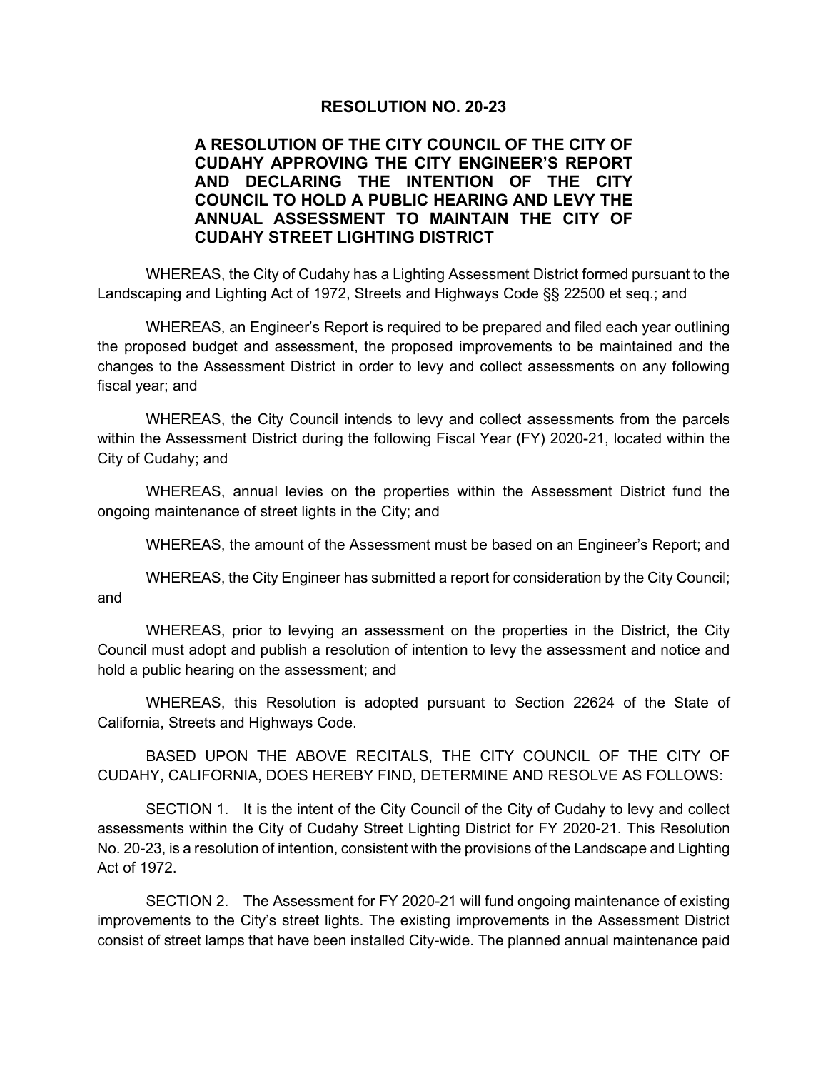# RESOLUTION NO. 20-23

## A RESOLUTION OF THE CITY COUNCIL OF THE CITY OF CUDAHY APPROVING THE CITY ENGINEER'S REPORT AND DECLARING THE INTENTION OF THE CITY COUNCIL TO HOLD A PUBLIC HEARING AND LEVY THE ANNUAL ASSESSMENT TO MAINTAIN THE CITY OF CUDAHY STREET LIGHTING DISTRICT

WHEREAS, the City of Cudahy has a Lighting Assessment District formed pursuant to the Landscaping and Lighting Act of 1972, Streets and Highways Code §§ 22500 et seq.; and

WHEREAS, an Engineer's Report is required to be prepared and filed each year outlining the proposed budget and assessment, the proposed improvements to be maintained and the changes to the Assessment District in order to levy and collect assessments on any following fiscal year; and

WHEREAS, the City Council intends to levy and collect assessments from the parcels within the Assessment District during the following Fiscal Year (FY) 2020-21, located within the City of Cudahy; and

WHEREAS, annual levies on the properties within the Assessment District fund the ongoing maintenance of street lights in the City; and

WHEREAS, the amount of the Assessment must be based on an Engineer's Report; and

WHEREAS, the City Engineer has submitted a report for consideration by the City Council; and

WHEREAS, prior to levying an assessment on the properties in the District, the City Council must adopt and publish a resolution of intention to levy the assessment and notice and hold a public hearing on the assessment; and

WHEREAS, this Resolution is adopted pursuant to Section 22624 of the State of California, Streets and Highways Code.

BASED UPON THE ABOVE RECITALS, THE CITY COUNCIL OF THE CITY OF CUDAHY, CALIFORNIA, DOES HEREBY FIND, DETERMINE AND RESOLVE AS FOLLOWS:

SECTION 1. It is the intent of the City Council of the City of Cudahy to levy and collect assessments within the City of Cudahy Street Lighting District for FY 2020-21. This Resolution No. 20-23, is a resolution of intention, consistent with the provisions of the Landscape and Lighting Act of 1972.

SECTION 2. The Assessment for FY 2020-21 will fund ongoing maintenance of existing improvements to the City's street lights. The existing improvements in the Assessment District consist of street lamps that have been installed City-wide. The planned annual maintenance paid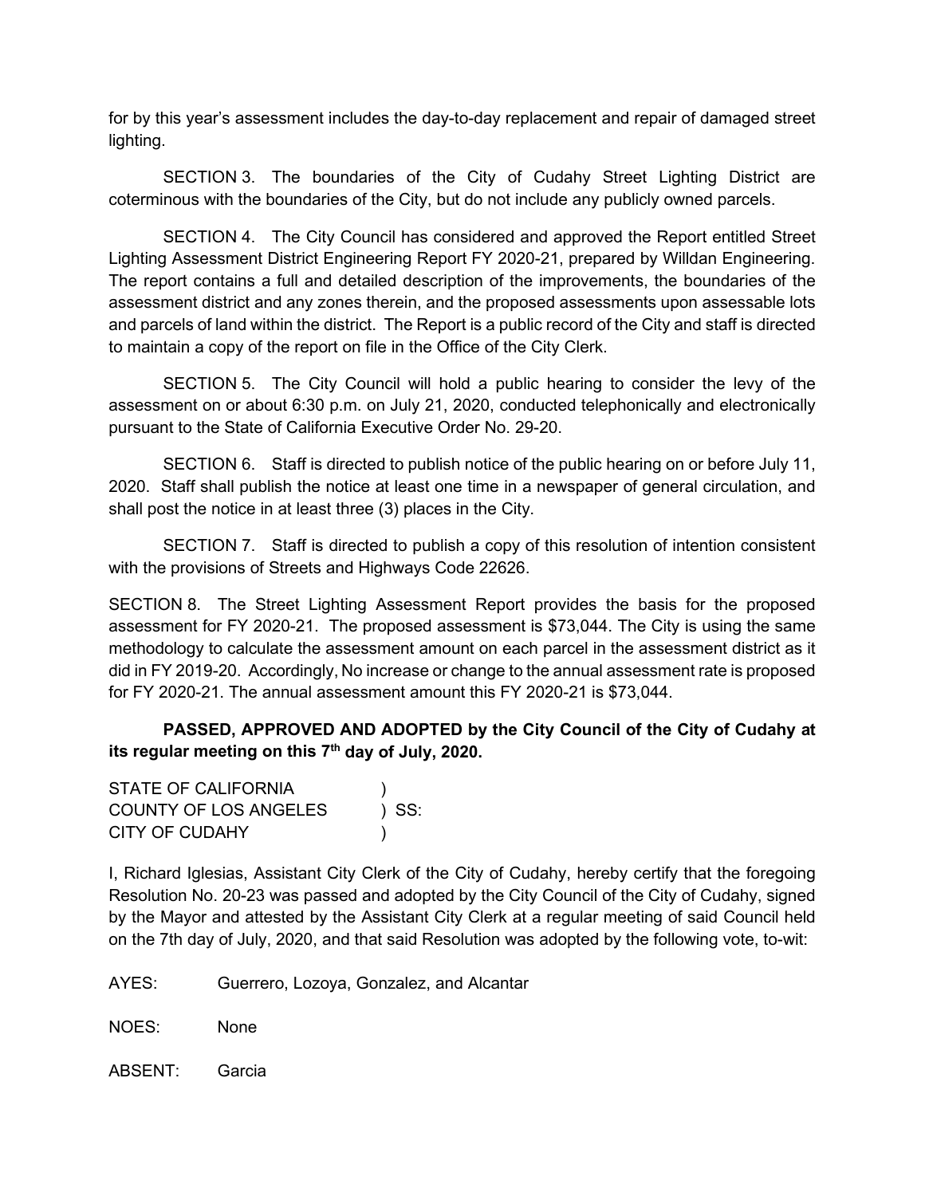for by this year's assessment includes the day-to-day replacement and repair of damaged street lighting.

SECTION 3. The boundaries of the City of Cudahy Street Lighting District are coterminous with the boundaries of the City, but do not include any publicly owned parcels.

SECTION 4. The City Council has considered and approved the Report entitled Street Lighting Assessment District Engineering Report FY 2020-21, prepared by Willdan Engineering. The report contains a full and detailed description of the improvements, the boundaries of the assessment district and any zones therein, and the proposed assessments upon assessable lots and parcels of land within the district. The Report is a public record of the City and staff is directed to maintain a copy of the report on file in the Office of the City Clerk.

SECTION 5. The City Council will hold a public hearing to consider the levy of the assessment on or about 6:30 p.m. on July 21, 2020, conducted telephonically and electronically pursuant to the State of California Executive Order No. 29-20.

SECTION 6. Staff is directed to publish notice of the public hearing on or before July 11, 2020. Staff shall publish the notice at least one time in a newspaper of general circulation, and shall post the notice in at least three (3) places in the City.

SECTION 7. Staff is directed to publish a copy of this resolution of intention consistent with the provisions of Streets and Highways Code 22626.

SECTION 8. The Street Lighting Assessment Report provides the basis for the proposed assessment for FY 2020-21. The proposed assessment is $73,044. The City is using the same methodology to calculate the assessment amount on each parcel in the assessment district as it did in FY 2019-20. Accordingly, No increase or change to the annual assessment rate is proposed for FY 2020-21. The annual assessment amount this FY 2020-21 is $73,044.

**PASSED, APPROVED AND ADOPTED by the City Council of the City of Cudahy at its regular meeting on this 7th day of July, 2020.**

STATE OF CALIFORNIA )
COUNTY OF LOS ANGELES ) SS:
CITY OF CUDAHY )

I, Richard Iglesias, Assistant City Clerk of the City of Cudahy, hereby certify that the foregoing Resolution No. 20-23 was passed and adopted by the City Council of the City of Cudahy, signed by the Mayor and attested by the Assistant City Clerk at a regular meeting of said Council held on the 7th day of July, 2020, and that said Resolution was adopted by the following vote, to-wit:

AYES: Guerrero, Lozoya, Gonzalez, and Alcantar

NOES: None

ABSENT: Garcia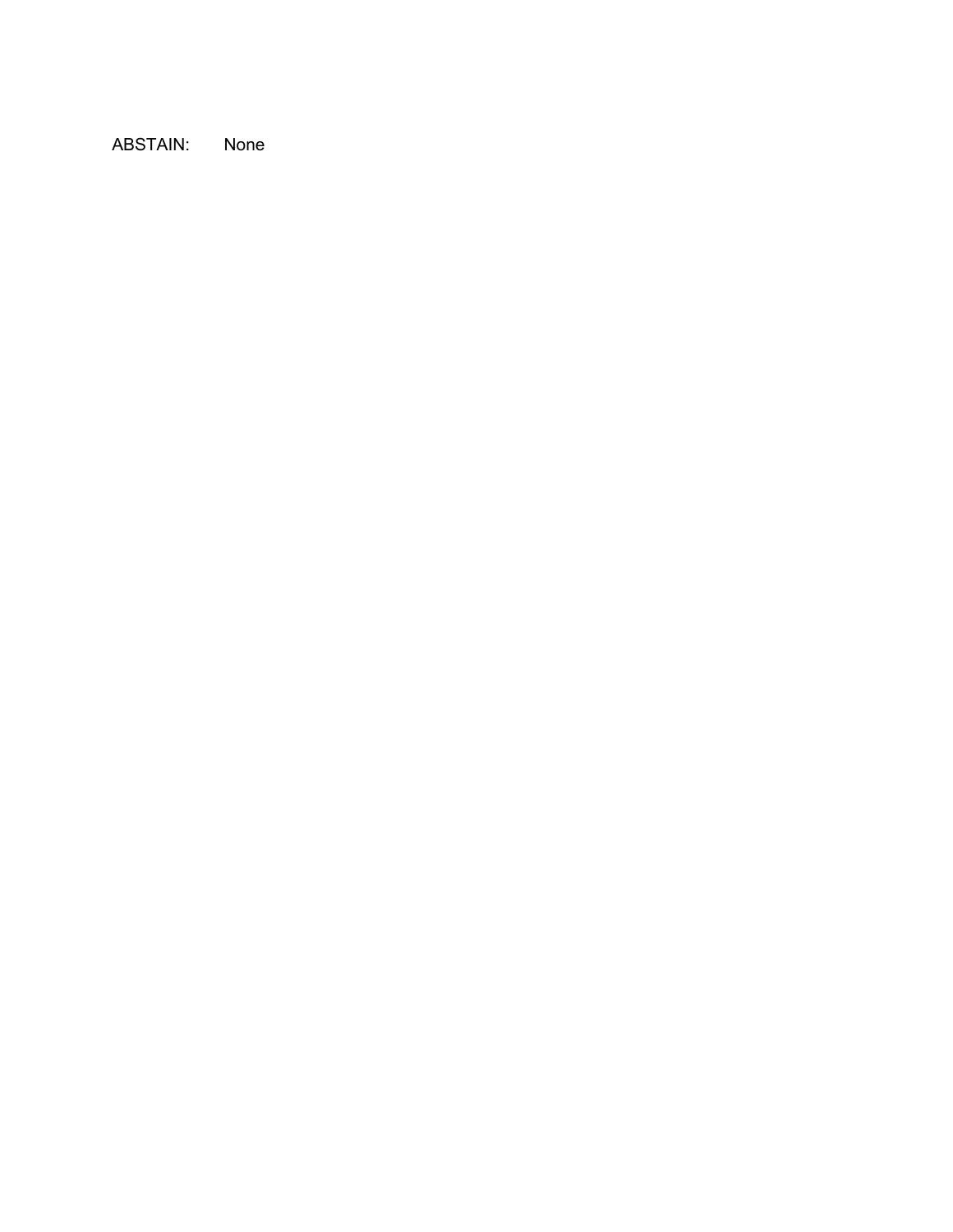ABSTAIN: None